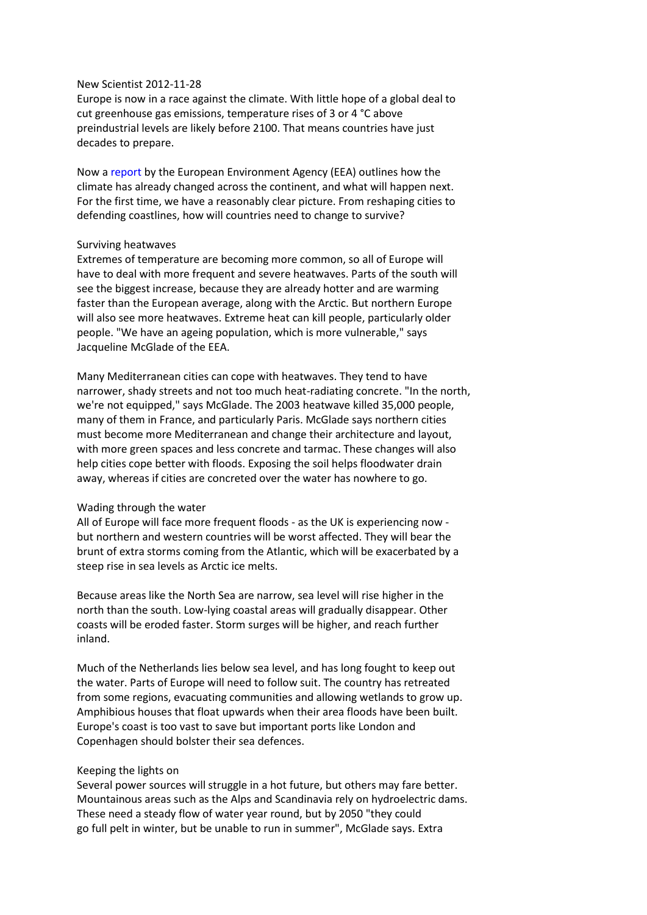New Scientist 2012-11-28

Europe is now in a race against the climate. With little hope of a global deal to cut greenhouse gas emissions, temperature rises of 3 or 4 °C above preindustrial levels are likely before 2100. That means countries have just decades to prepare.

Now a report by the European Environment Agency (EEA) outlines how the climate has already changed across the continent, and what will happen next. For the first time, we have a reasonably clear picture. From reshaping cities to defending coastlines, how will countries need to change to survive?

## Surviving heatwaves

Extremes of temperature are becoming more common, so all of Europe will have to deal with more frequent and severe heatwaves. Parts of the south will see the biggest increase, because they are already hotter and are warming faster than the European average, along with the Arctic. But northern Europe will also see more heatwaves. Extreme heat can kill people, particularly older people. "We have an ageing population, which is more vulnerable," says Jacqueline McGlade of the EEA.

Many Mediterranean cities can cope with heatwaves. They tend to have narrower, shady streets and not too much heat-radiating concrete. "In the north, we're not equipped," says McGlade. The 2003 heatwave killed 35,000 people, many of them in France, and particularly Paris. McGlade says northern cities must become more Mediterranean and change their architecture and layout, with more green spaces and less concrete and tarmac. These changes will also help cities cope better with floods. Exposing the soil helps floodwater drain away, whereas if cities are concreted over the water has nowhere to go.

## Wading through the water

All of Europe will face more frequent floods - as the UK is experiencing now - but northern and western countries will be worst affected. They will bear the brunt of extra storms coming from the Atlantic, which will be exacerbated by a steep rise in sea levels as Arctic ice melts.

Because areas like the North Sea are narrow, sea level will rise higher in the north than the south. Low-lying coastal areas will gradually disappear. Other coasts will be eroded faster. Storm surges will be higher, and reach further inland.

Much of the Netherlands lies below sea level, and has long fought to keep out the water. Parts of Europe will need to follow suit. The country has retreated from some regions, evacuating communities and allowing wetlands to grow up. Amphibious houses that float upwards when their area floods have been built. Europe's coast is too vast to save but important ports like London and Copenhagen should bolster their sea defences.

## Keeping the lights on

Several power sources will struggle in a hot future, but others may fare better. Mountainous areas such as the Alps and Scandinavia rely on hydroelectric dams. These need a steady flow of water year round, but by 2050 "they could go full pelt in winter, but be unable to run in summer", McGlade says. Extra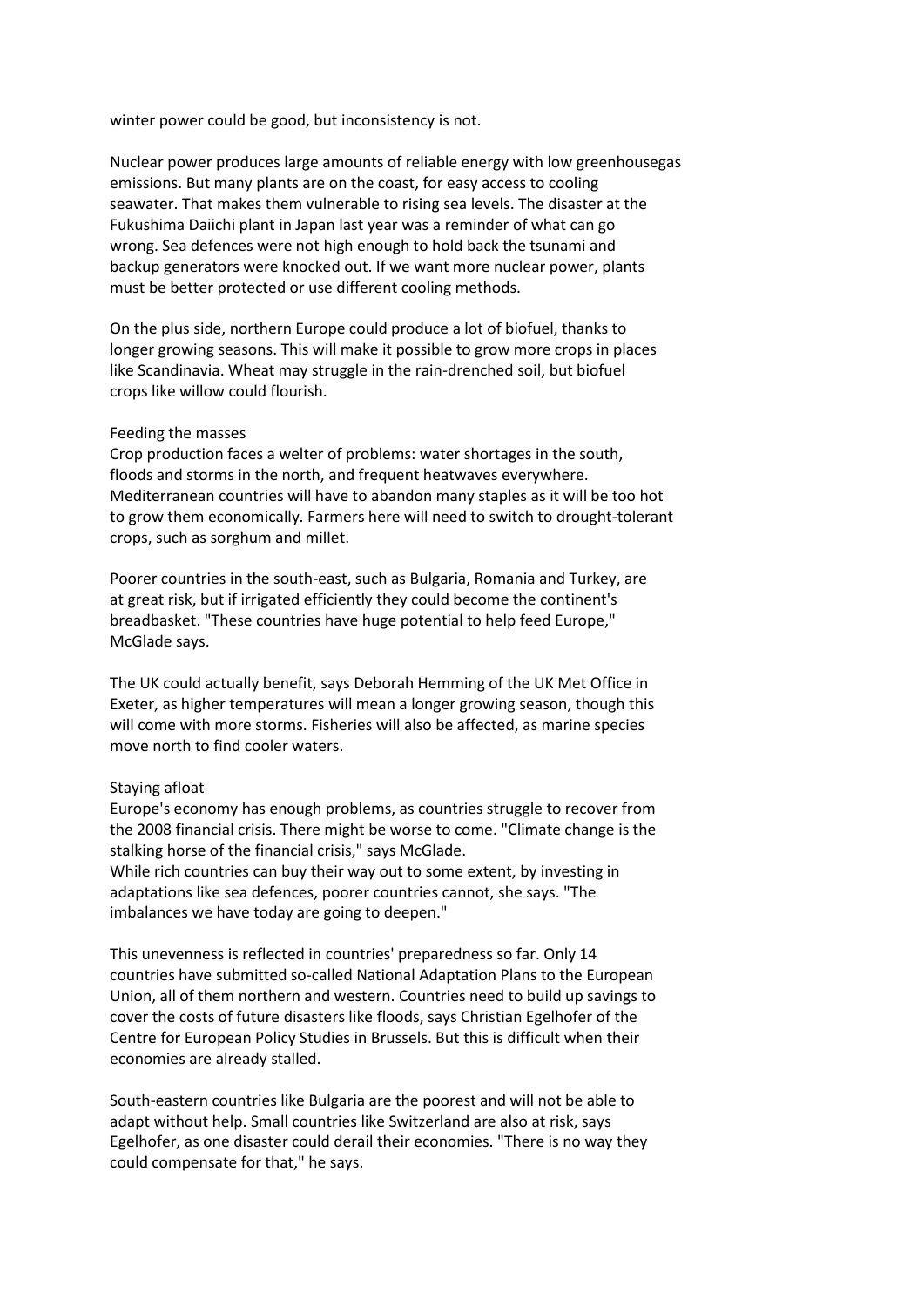winter power could be good, but inconsistency is not.

Nuclear power produces large amounts of reliable energy with low greenhousegas emissions. But many plants are on the coast, for easy access to cooling seawater. That makes them vulnerable to rising sea levels. The disaster at the Fukushima Daiichi plant in Japan last year was a reminder of what can go wrong. Sea defences were not high enough to hold back the tsunami and backup generators were knocked out. If we want more nuclear power, plants must be better protected or use different cooling methods.

On the plus side, northern Europe could produce a lot of biofuel, thanks to longer growing seasons. This will make it possible to grow more crops in places like Scandinavia. Wheat may struggle in the rain-drenched soil, but biofuel crops like willow could flourish.

### Feeding the masses

Crop production faces a welter of problems: water shortages in the south, floods and storms in the north, and frequent heatwaves everywhere. Mediterranean countries will have to abandon many staples as it will be too hot to grow them economically. Farmers here will need to switch to drought-tolerant crops, such as sorghum and millet.

Poorer countries in the south-east, such as Bulgaria, Romania and Turkey, are at great risk, but if irrigated efficiently they could become the continent's breadbasket. "These countries have huge potential to help feed Europe," McGlade says.

The UK could actually benefit, says Deborah Hemming of the UK Met Office in Exeter, as higher temperatures will mean a longer growing season, though this will come with more storms. Fisheries will also be affected, as marine species move north to find cooler waters.

### Staying afloat

Europe's economy has enough problems, as countries struggle to recover from the 2008 financial crisis. There might be worse to come. "Climate change is the stalking horse of the financial crisis," says McGlade.
While rich countries can buy their way out to some extent, by investing in adaptations like sea defences, poorer countries cannot, she says. "The imbalances we have today are going to deepen."

This unevenness is reflected in countries' preparedness so far. Only 14 countries have submitted so-called National Adaptation Plans to the European Union, all of them northern and western. Countries need to build up savings to cover the costs of future disasters like floods, says Christian Egelhofer of the Centre for European Policy Studies in Brussels. But this is difficult when their economies are already stalled.

South-eastern countries like Bulgaria are the poorest and will not be able to adapt without help. Small countries like Switzerland are also at risk, says Egelhofer, as one disaster could derail their economies. "There is no way they could compensate for that," he says.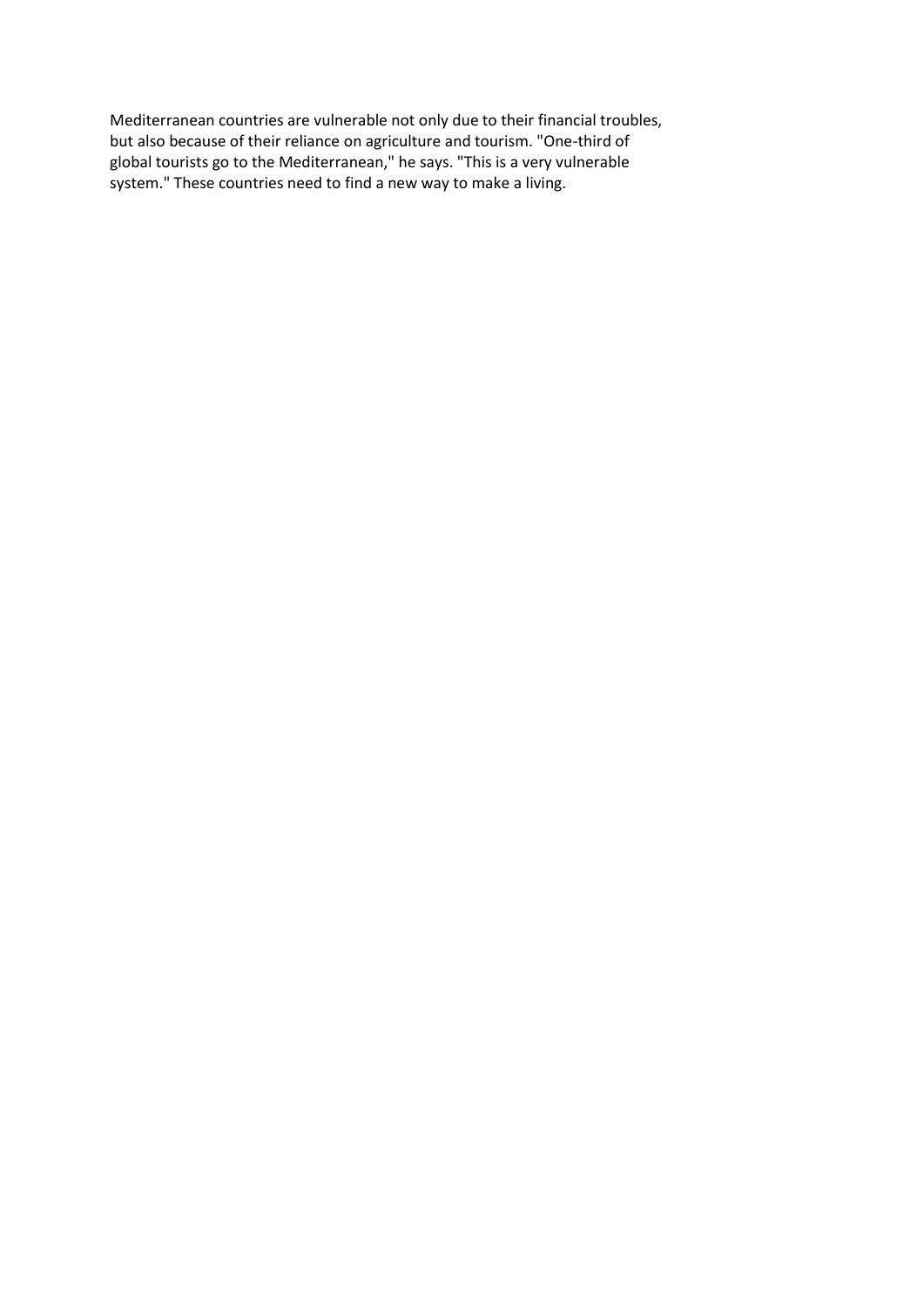Mediterranean countries are vulnerable not only due to their financial troubles, but also because of their reliance on agriculture and tourism. "One-third of global tourists go to the Mediterranean," he says. "This is a very vulnerable system." These countries need to find a new way to make a living.